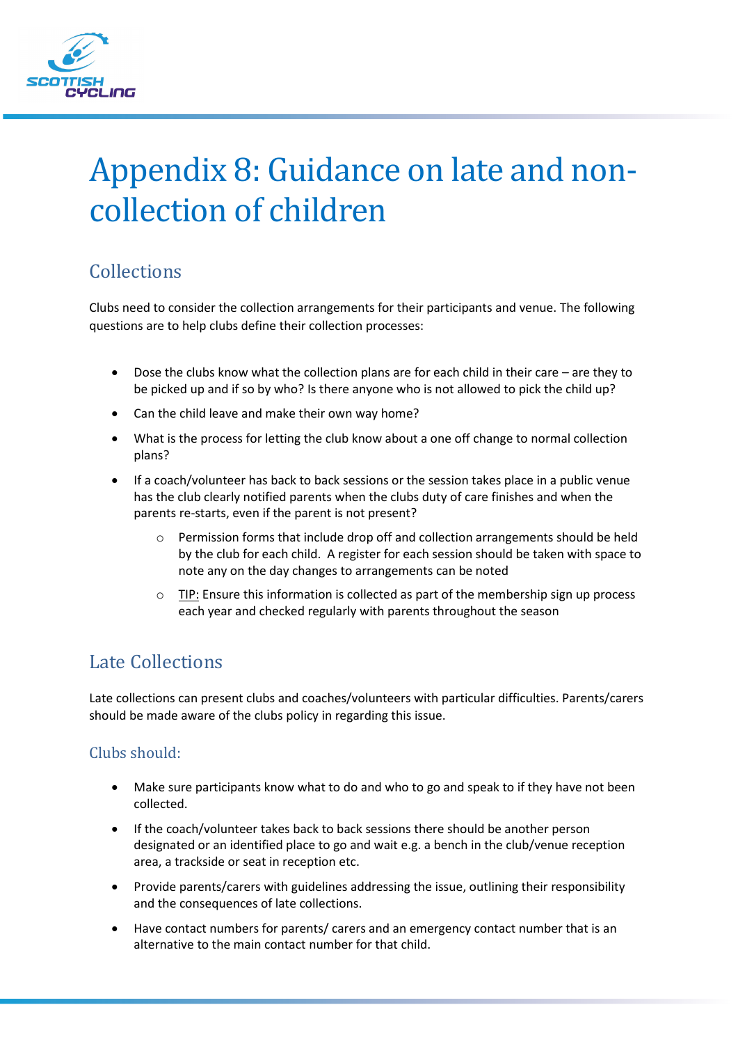# Appendix 8: Guidance on late and non-collection of children

## Collections

Clubs need to consider the collection arrangements for their participants and venue. The following questions are to help clubs define their collection processes:

- Dose the clubs know what the collection plans are for each child in their care – are they to be picked up and if so by who? Is there anyone who is not allowed to pick the child up?
- Can the child leave and make their own way home?
- What is the process for letting the club know about a one off change to normal collection plans?
- If a coach/volunteer has back to back sessions or the session takes place in a public venue has the club clearly notified parents when the clubs duty of care finishes and when the parents re-starts, even if the parent is not present?
    - Permission forms that include drop off and collection arrangements should be held by the club for each child. A register for each session should be taken with space to note any on the day changes to arrangements can be noted
    - TIP: Ensure this information is collected as part of the membership sign up process each year and checked regularly with parents throughout the season

## Late Collections

Late collections can present clubs and coaches/volunteers with particular difficulties. Parents/carers should be made aware of the clubs policy in regarding this issue.

### Clubs should:

- Make sure participants know what to do and who to go and speak to if they have not been collected.
- If the coach/volunteer takes back to back sessions there should be another person designated or an identified place to go and wait e.g. a bench in the club/venue reception area, a trackside or seat in reception etc.
- Provide parents/carers with guidelines addressing the issue, outlining their responsibility and the consequences of late collections.
- Have contact numbers for parents/ carers and an emergency contact number that is an alternative to the main contact number for that child.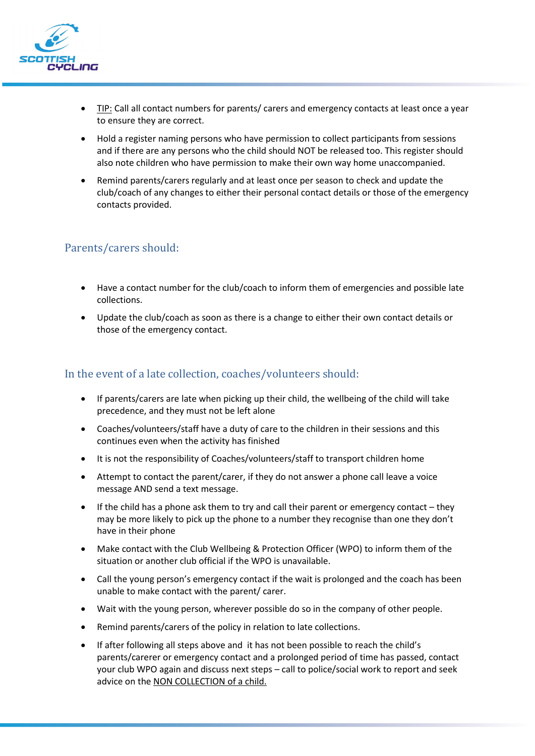- TIP: Call all contact numbers for parents/ carers and emergency contacts at least once a year to ensure they are correct.
- Hold a register naming persons who have permission to collect participants from sessions and if there are any persons who the child should NOT be released too. This register should also note children who have permission to make their own way home unaccompanied.
- Remind parents/carers regularly and at least once per season to check and update the club/coach of any changes to either their personal contact details or those of the emergency contacts provided.

## Parents/carers should:

- Have a contact number for the club/coach to inform them of emergencies and possible late collections.
- Update the club/coach as soon as there is a change to either their own contact details or those of the emergency contact.

## In the event of a late collection, coaches/volunteers should:

- If parents/carers are late when picking up their child, the wellbeing of the child will take precedence, and they must not be left alone
- Coaches/volunteers/staff have a duty of care to the children in their sessions and this continues even when the activity has finished
- It is not the responsibility of Coaches/volunteers/staff to transport children home
- Attempt to contact the parent/carer, if they do not answer a phone call leave a voice message AND send a text message.
- If the child has a phone ask them to try and call their parent or emergency contact – they may be more likely to pick up the phone to a number they recognise than one they don't have in their phone
- Make contact with the Club Wellbeing & Protection Officer (WPO) to inform them of the situation or another club official if the WPO is unavailable.
- Call the young person's emergency contact if the wait is prolonged and the coach has been unable to make contact with the parent/ carer.
- Wait with the young person, wherever possible do so in the company of other people.
- Remind parents/carers of the policy in relation to late collections.
- If after following all steps above and it has not been possible to reach the child's parents/carerer or emergency contact and a prolonged period of time has passed, contact your club WPO again and discuss next steps – call to police/social work to report and seek advice on the NON COLLECTION of a child.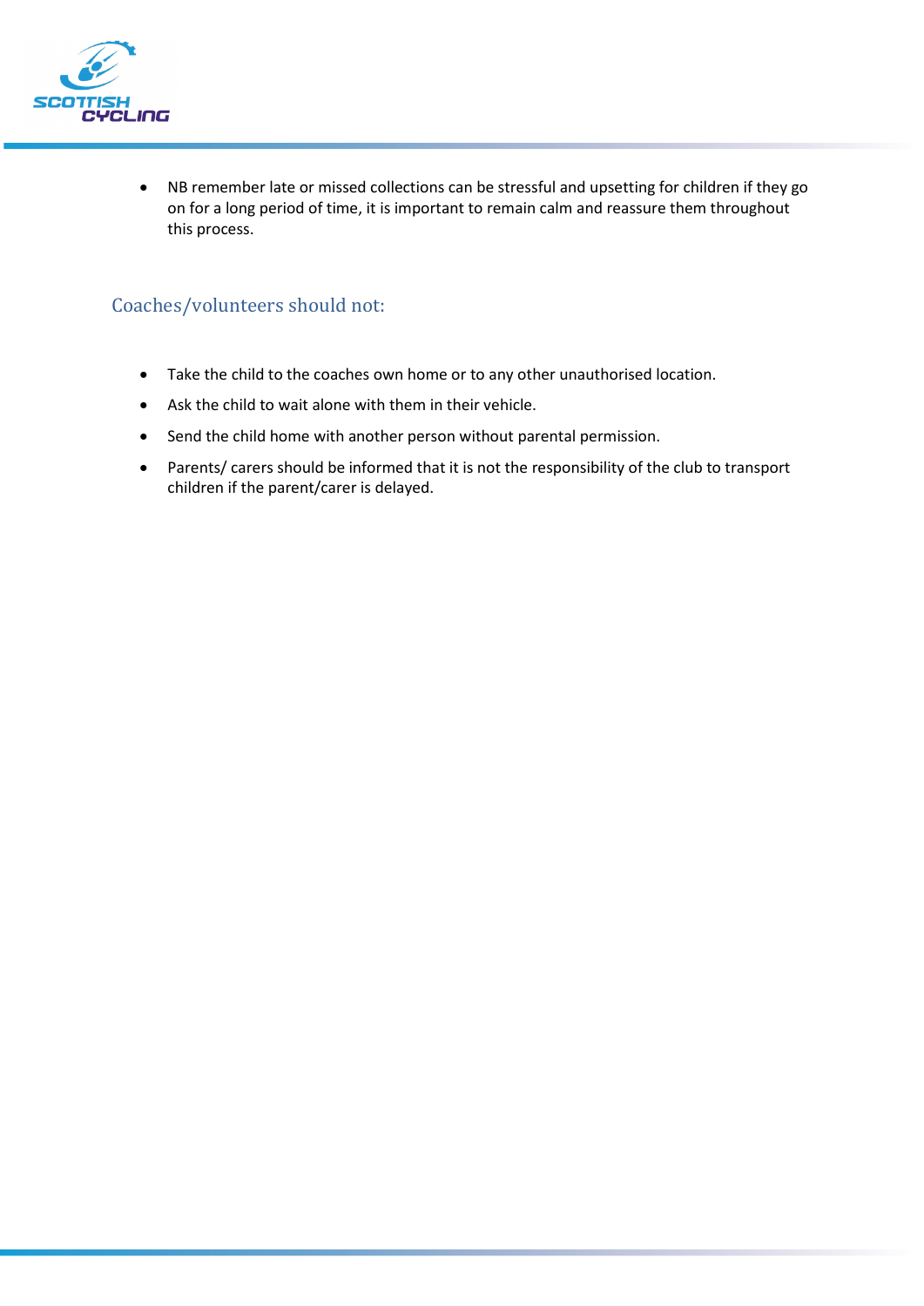- NB remember late or missed collections can be stressful and upsetting for children if they go on for a long period of time, it is important to remain calm and reassure them throughout this process.

## Coaches/volunteers should not:

- Take the child to the coaches own home or to any other unauthorised location.
- Ask the child to wait alone with them in their vehicle.
- Send the child home with another person without parental permission.
- Parents/ carers should be informed that it is not the responsibility of the club to transport children if the parent/carer is delayed.